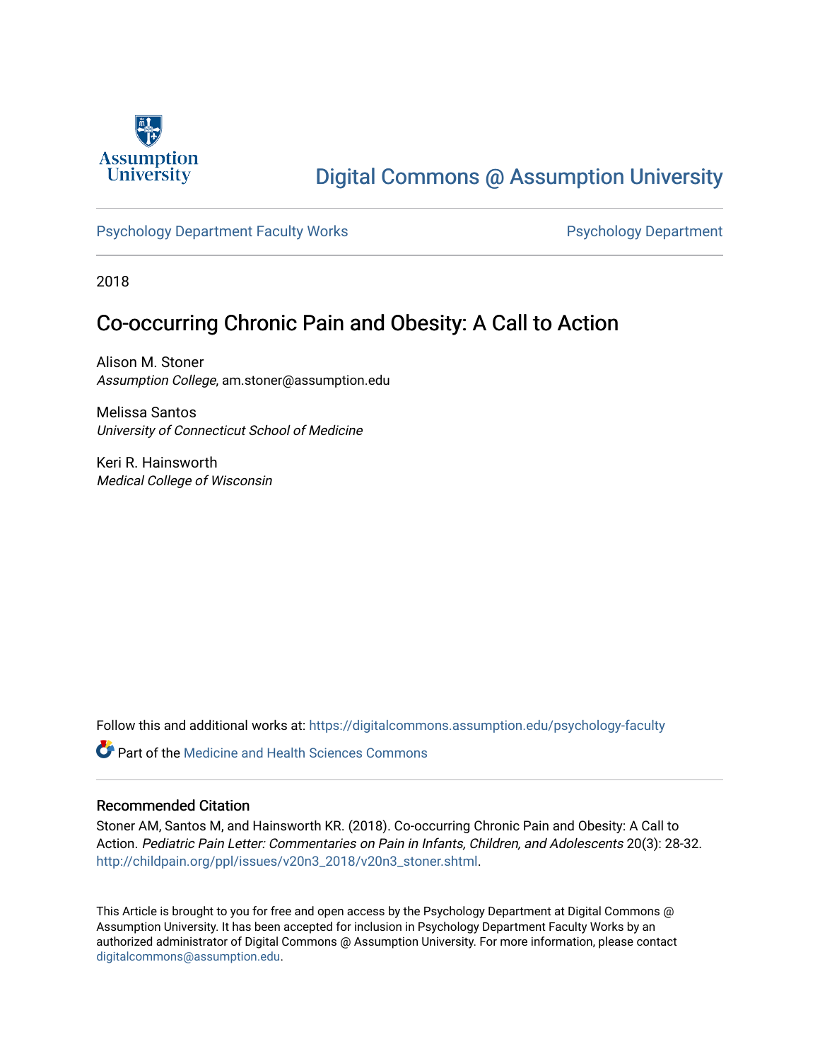Digital Commons @ Assumption University

Psychology Department Faculty Works | Psychology Department

2018

# Co-occurring Chronic Pain and Obesity: A Call to Action

Alison M. Stoner
*Assumption College*, am.stoner@assumption.edu

Melissa Santos
*University of Connecticut School of Medicine*

Keri R. Hainsworth
*Medical College of Wisconsin*

Follow this and additional works at: https://digitalcommons.assumption.edu/psychology-faculty

Part of the Medicine and Health Sciences Commons

## Recommended Citation

Stoner AM, Santos M, and Hainsworth KR. (2018). Co-occurring Chronic Pain and Obesity: A Call to Action. *Pediatric Pain Letter: Commentaries on Pain in Infants, Children, and Adolescents* 20(3): 28-32. http://childpain.org/ppl/issues/v20n3_2018/v20n3_stoner.shtml.

This Article is brought to you for free and open access by the Psychology Department at Digital Commons @ Assumption University. It has been accepted for inclusion in Psychology Department Faculty Works by an authorized administrator of Digital Commons @ Assumption University. For more information, please contact digitalcommons@assumption.edu.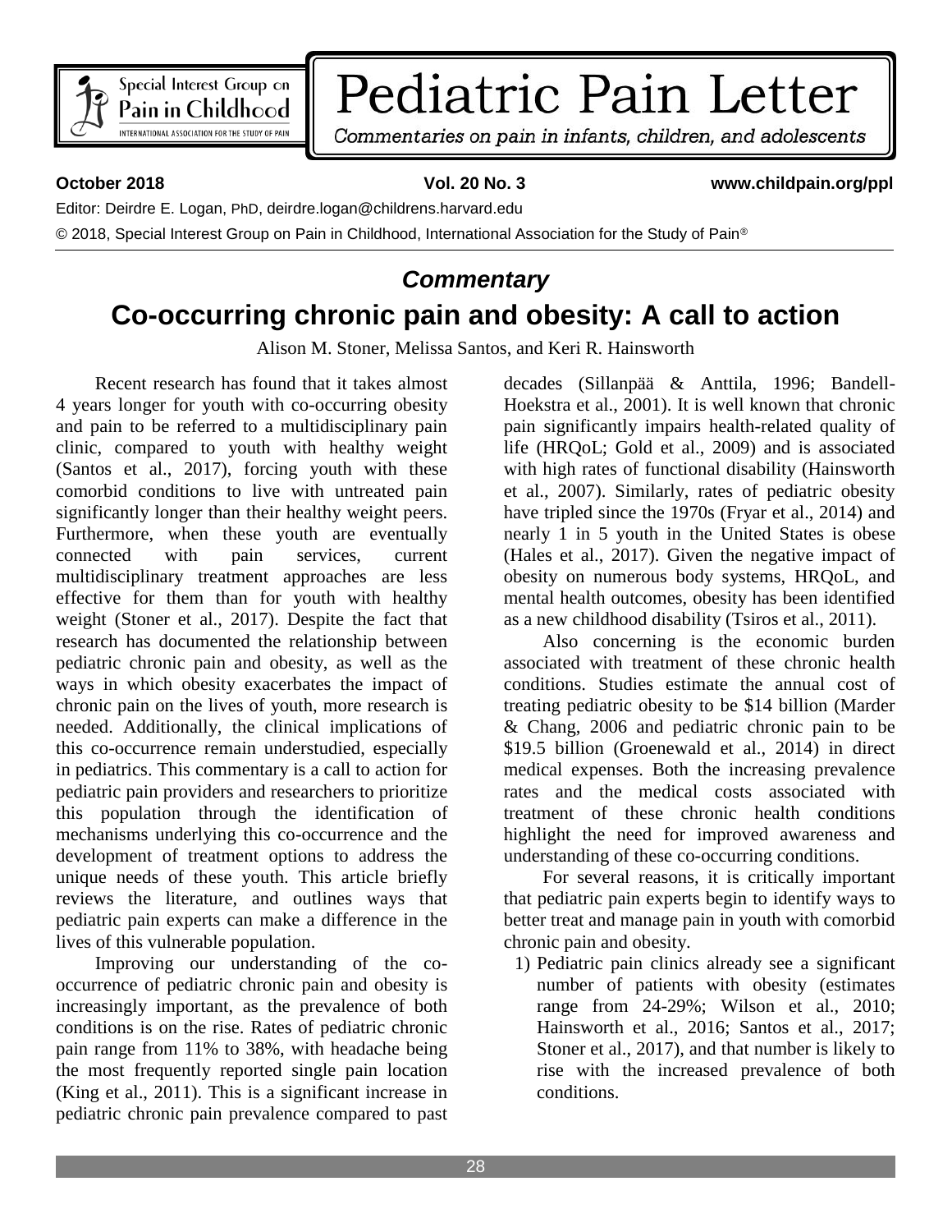*Commentary*

# Co-occurring chronic pain and obesity: A call to action

Alison M. Stoner, Melissa Santos, and Keri R. Hainsworth

Recent research has found that it takes almost 4 years longer for youth with co-occurring obesity and pain to be referred to a multidisciplinary pain clinic, compared to youth with healthy weight (Santos et al., 2017), forcing youth with these comorbid conditions to live with untreated pain significantly longer than their healthy weight peers. Furthermore, when these youth are eventually connected with pain services, current multidisciplinary treatment approaches are less effective for them than for youth with healthy weight (Stoner et al., 2017). Despite the fact that research has documented the relationship between pediatric chronic pain and obesity, as well as the ways in which obesity exacerbates the impact of chronic pain on the lives of youth, more research is needed. Additionally, the clinical implications of this co-occurrence remain understudied, especially in pediatrics. This commentary is a call to action for pediatric pain providers and researchers to prioritize this population through the identification of mechanisms underlying this co-occurrence and the development of treatment options to address the unique needs of these youth. This article briefly reviews the literature, and outlines ways that pediatric pain experts can make a difference in the lives of this vulnerable population.

Improving our understanding of the co-occurrence of pediatric chronic pain and obesity is increasingly important, as the prevalence of both conditions is on the rise. Rates of pediatric chronic pain range from 11% to 38%, with headache being the most frequently reported single pain location (King et al., 2011). This is a significant increase in pediatric chronic pain prevalence compared to past decades (Sillanpää & Anttila, 1996; Bandell-Hoekstra et al., 2001). It is well known that chronic pain significantly impairs health-related quality of life (HRQoL; Gold et al., 2009) and is associated with high rates of functional disability (Hainsworth et al., 2007). Similarly, rates of pediatric obesity have tripled since the 1970s (Fryar et al., 2014) and nearly 1 in 5 youth in the United States is obese (Hales et al., 2017). Given the negative impact of obesity on numerous body systems, HRQoL, and mental health outcomes, obesity has been identified as a new childhood disability (Tsiros et al., 2011).

Also concerning is the economic burden associated with treatment of these chronic health conditions. Studies estimate the annual cost of treating pediatric obesity to be $14 billion (Marder & Chang, 2006 and pediatric chronic pain to be $19.5 billion (Groenewald et al., 2014) in direct medical expenses. Both the increasing prevalence rates and the medical costs associated with treatment of these chronic health conditions highlight the need for improved awareness and understanding of these co-occurring conditions.

For several reasons, it is critically important that pediatric pain experts begin to identify ways to better treat and manage pain in youth with comorbid chronic pain and obesity.

1) Pediatric pain clinics already see a significant number of patients with obesity (estimates range from 24-29%; Wilson et al., 2010; Hainsworth et al., 2016; Santos et al., 2017; Stoner et al., 2017), and that number is likely to rise with the increased prevalence of both conditions.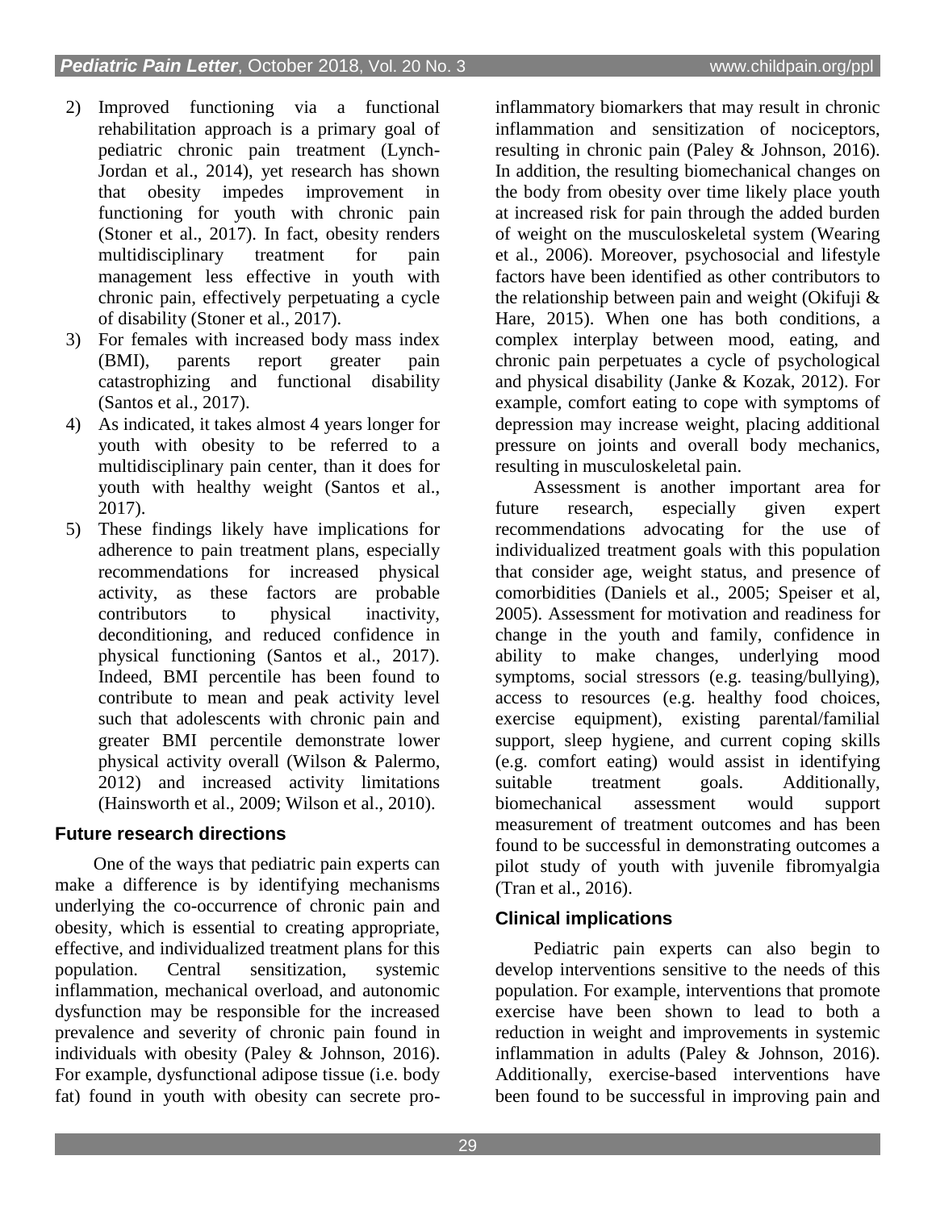2) Improved functioning via a functional rehabilitation approach is a primary goal of pediatric chronic pain treatment (Lynch-Jordan et al., 2014), yet research has shown that obesity impedes improvement in functioning for youth with chronic pain (Stoner et al., 2017). In fact, obesity renders multidisciplinary treatment for pain management less effective in youth with chronic pain, effectively perpetuating a cycle of disability (Stoner et al., 2017).
3) For females with increased body mass index (BMI), parents report greater pain catastrophizing and functional disability (Santos et al., 2017).
4) As indicated, it takes almost 4 years longer for youth with obesity to be referred to a multidisciplinary pain center, than it does for youth with healthy weight (Santos et al., 2017).
5) These findings likely have implications for adherence to pain treatment plans, especially recommendations for increased physical activity, as these factors are probable contributors to physical inactivity, deconditioning, and reduced confidence in physical functioning (Santos et al., 2017). Indeed, BMI percentile has been found to contribute to mean and peak activity level such that adolescents with chronic pain and greater BMI percentile demonstrate lower physical activity overall (Wilson & Palermo, 2012) and increased activity limitations (Hainsworth et al., 2009; Wilson et al., 2010).

## Future research directions

One of the ways that pediatric pain experts can make a difference is by identifying mechanisms underlying the co-occurrence of chronic pain and obesity, which is essential to creating appropriate, effective, and individualized treatment plans for this population. Central sensitization, systemic inflammation, mechanical overload, and autonomic dysfunction may be responsible for the increased prevalence and severity of chronic pain found in individuals with obesity (Paley & Johnson, 2016). For example, dysfunctional adipose tissue (i.e. body fat) found in youth with obesity can secrete pro-inflammatory biomarkers that may result in chronic inflammation and sensitization of nociceptors, resulting in chronic pain (Paley & Johnson, 2016). In addition, the resulting biomechanical changes on the body from obesity over time likely place youth at increased risk for pain through the added burden of weight on the musculoskeletal system (Wearing et al., 2006). Moreover, psychosocial and lifestyle factors have been identified as other contributors to the relationship between pain and weight (Okifuji & Hare, 2015). When one has both conditions, a complex interplay between mood, eating, and chronic pain perpetuates a cycle of psychological and physical disability (Janke & Kozak, 2012). For example, comfort eating to cope with symptoms of depression may increase weight, placing additional pressure on joints and overall body mechanics, resulting in musculoskeletal pain.

Assessment is another important area for future research, especially given expert recommendations advocating for the use of individualized treatment goals with this population that consider age, weight status, and presence of comorbidities (Daniels et al., 2005; Speiser et al, 2005). Assessment for motivation and readiness for change in the youth and family, confidence in ability to make changes, underlying mood symptoms, social stressors (e.g. teasing/bullying), access to resources (e.g. healthy food choices, exercise equipment), existing parental/familial support, sleep hygiene, and current coping skills (e.g. comfort eating) would assist in identifying suitable treatment goals. Additionally, biomechanical assessment would support measurement of treatment outcomes and has been found to be successful in demonstrating outcomes a pilot study of youth with juvenile fibromyalgia (Tran et al., 2016).

## Clinical implications

Pediatric pain experts can also begin to develop interventions sensitive to the needs of this population. For example, interventions that promote exercise have been shown to lead to both a reduction in weight and improvements in systemic inflammation in adults (Paley & Johnson, 2016). Additionally, exercise-based interventions have been found to be successful in improving pain and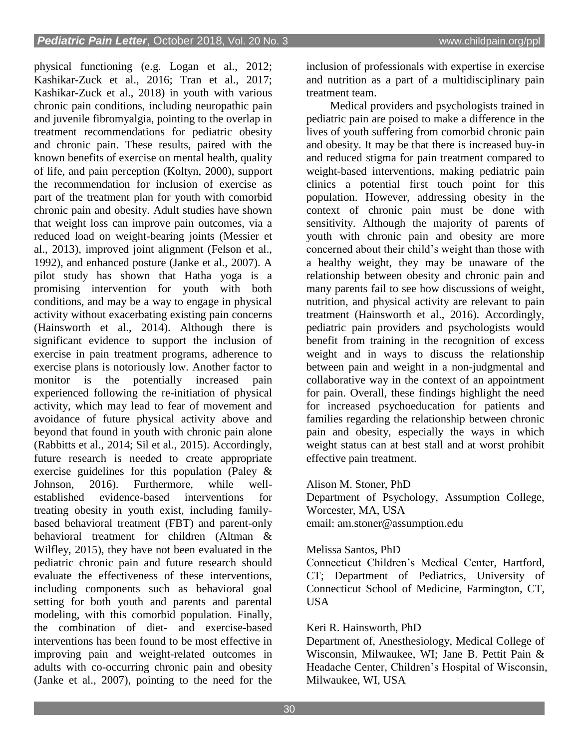physical functioning (e.g. Logan et al., 2012; Kashikar-Zuck et al., 2016; Tran et al., 2017; Kashikar-Zuck et al., 2018) in youth with various chronic pain conditions, including neuropathic pain and juvenile fibromyalgia, pointing to the overlap in treatment recommendations for pediatric obesity and chronic pain. These results, paired with the known benefits of exercise on mental health, quality of life, and pain perception (Koltyn, 2000), support the recommendation for inclusion of exercise as part of the treatment plan for youth with comorbid chronic pain and obesity. Adult studies have shown that weight loss can improve pain outcomes, via a reduced load on weight-bearing joints (Messier et al., 2013), improved joint alignment (Felson et al., 1992), and enhanced posture (Janke et al., 2007). A pilot study has shown that Hatha yoga is a promising intervention for youth with both conditions, and may be a way to engage in physical activity without exacerbating existing pain concerns (Hainsworth et al., 2014). Although there is significant evidence to support the inclusion of exercise in pain treatment programs, adherence to exercise plans is notoriously low. Another factor to monitor is the potentially increased pain experienced following the re-initiation of physical activity, which may lead to fear of movement and avoidance of future physical activity above and beyond that found in youth with chronic pain alone (Rabbitts et al., 2014; Sil et al., 2015). Accordingly, future research is needed to create appropriate exercise guidelines for this population (Paley & Johnson, 2016). Furthermore, while well-established evidence-based interventions for treating obesity in youth exist, including family-based behavioral treatment (FBT) and parent-only behavioral treatment for children (Altman & Wilfley, 2015), they have not been evaluated in the pediatric chronic pain and future research should evaluate the effectiveness of these interventions, including components such as behavioral goal setting for both youth and parents and parental modeling, with this comorbid population. Finally, the combination of diet- and exercise-based interventions has been found to be most effective in improving pain and weight-related outcomes in adults with co-occurring chronic pain and obesity (Janke et al., 2007), pointing to the need for the inclusion of professionals with expertise in exercise and nutrition as a part of a multidisciplinary pain treatment team.

Medical providers and psychologists trained in pediatric pain are poised to make a difference in the lives of youth suffering from comorbid chronic pain and obesity. It may be that there is increased buy-in and reduced stigma for pain treatment compared to weight-based interventions, making pediatric pain clinics a potential first touch point for this population. However, addressing obesity in the context of chronic pain must be done with sensitivity. Although the majority of parents of youth with chronic pain and obesity are more concerned about their child's weight than those with a healthy weight, they may be unaware of the relationship between obesity and chronic pain and many parents fail to see how discussions of weight, nutrition, and physical activity are relevant to pain treatment (Hainsworth et al., 2016). Accordingly, pediatric pain providers and psychologists would benefit from training in the recognition of excess weight and in ways to discuss the relationship between pain and weight in a non-judgmental and collaborative way in the context of an appointment for pain. Overall, these findings highlight the need for increased psychoeducation for patients and families regarding the relationship between chronic pain and obesity, especially the ways in which weight status can at best stall and at worst prohibit effective pain treatment.

Alison M. Stoner, PhD
Department of Psychology, Assumption College, Worcester, MA, USA
email: am.stoner@assumption.edu

Melissa Santos, PhD
Connecticut Children's Medical Center, Hartford, CT; Department of Pediatrics, University of Connecticut School of Medicine, Farmington, CT, USA

Keri R. Hainsworth, PhD
Department of, Anesthesiology, Medical College of Wisconsin, Milwaukee, WI; Jane B. Pettit Pain & Headache Center, Children's Hospital of Wisconsin, Milwaukee, WI, USA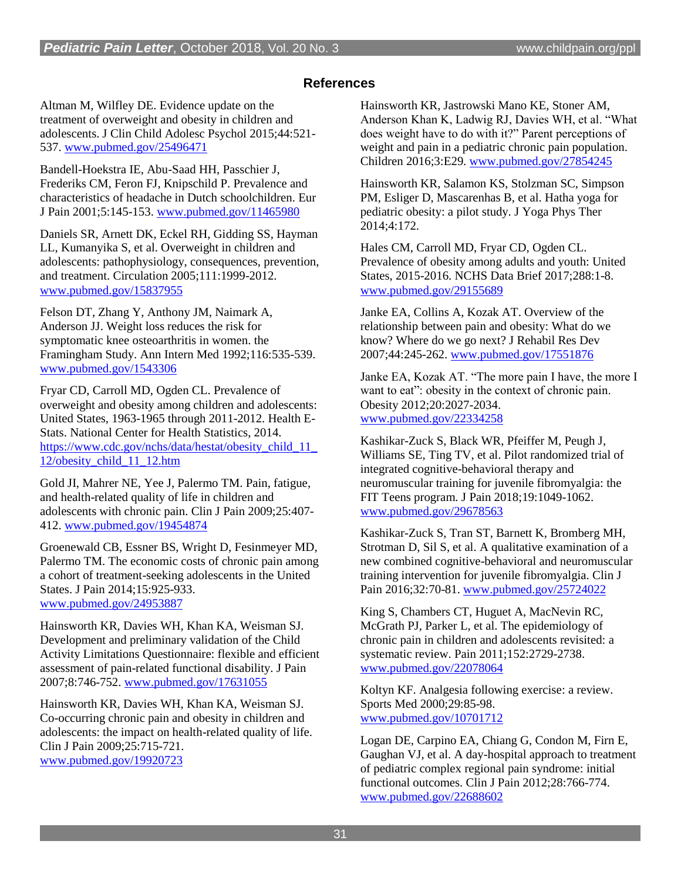## References

Altman M, Wilfley DE. Evidence update on the treatment of overweight and obesity in children and adolescents. J Clin Child Adolesc Psychol 2015;44:521-537. www.pubmed.gov/25496471

Bandell-Hoekstra IE, Abu-Saad HH, Passchier J, Frederiks CM, Feron FJ, Knipschild P. Prevalence and characteristics of headache in Dutch schoolchildren. Eur J Pain 2001;5:145-153. www.pubmed.gov/11465980

Daniels SR, Arnett DK, Eckel RH, Gidding SS, Hayman LL, Kumanyika S, et al. Overweight in children and adolescents: pathophysiology, consequences, prevention, and treatment. Circulation 2005;111:1999-2012. www.pubmed.gov/15837955

Felson DT, Zhang Y, Anthony JM, Naimark A, Anderson JJ. Weight loss reduces the risk for symptomatic knee osteoarthritis in women. the Framingham Study. Ann Intern Med 1992;116:535-539. www.pubmed.gov/1543306

Fryar CD, Carroll MD, Ogden CL. Prevalence of overweight and obesity among children and adolescents: United States, 1963-1965 through 2011-2012. Health E-Stats. National Center for Health Statistics, 2014. https://www.cdc.gov/nchs/data/hestat/obesity_child_11_12/obesity_child_11_12.htm

Gold JI, Mahrer NE, Yee J, Palermo TM. Pain, fatigue, and health-related quality of life in children and adolescents with chronic pain. Clin J Pain 2009;25:407-412. www.pubmed.gov/19454874

Groenewald CB, Essner BS, Wright D, Fesinmeyer MD, Palermo TM. The economic costs of chronic pain among a cohort of treatment-seeking adolescents in the United States. J Pain 2014;15:925-933. www.pubmed.gov/24953887

Hainsworth KR, Davies WH, Khan KA, Weisman SJ. Development and preliminary validation of the Child Activity Limitations Questionnaire: flexible and efficient assessment of pain-related functional disability. J Pain 2007;8:746-752. www.pubmed.gov/17631055

Hainsworth KR, Davies WH, Khan KA, Weisman SJ. Co-occurring chronic pain and obesity in children and adolescents: the impact on health-related quality of life. Clin J Pain 2009;25:715-721. www.pubmed.gov/19920723

Hainsworth KR, Jastrowski Mano KE, Stoner AM, Anderson Khan K, Ladwig RJ, Davies WH, et al. "What does weight have to do with it?" Parent perceptions of weight and pain in a pediatric chronic pain population. Children 2016;3:E29. www.pubmed.gov/27854245

Hainsworth KR, Salamon KS, Stolzman SC, Simpson PM, Esliger D, Mascarenhas B, et al. Hatha yoga for pediatric obesity: a pilot study. J Yoga Phys Ther 2014;4:172.

Hales CM, Carroll MD, Fryar CD, Ogden CL. Prevalence of obesity among adults and youth: United States, 2015-2016. NCHS Data Brief 2017;288:1-8. www.pubmed.gov/29155689

Janke EA, Collins A, Kozak AT. Overview of the relationship between pain and obesity: What do we know? Where do we go next? J Rehabil Res Dev 2007;44:245-262. www.pubmed.gov/17551876

Janke EA, Kozak AT. "The more pain I have, the more I want to eat": obesity in the context of chronic pain. Obesity 2012;20:2027-2034. www.pubmed.gov/22334258

Kashikar-Zuck S, Black WR, Pfeiffer M, Peugh J, Williams SE, Ting TV, et al. Pilot randomized trial of integrated cognitive-behavioral therapy and neuromuscular training for juvenile fibromyalgia: the FIT Teens program. J Pain 2018;19:1049-1062. www.pubmed.gov/29678563

Kashikar-Zuck S, Tran ST, Barnett K, Bromberg MH, Strotman D, Sil S, et al. A qualitative examination of a new combined cognitive-behavioral and neuromuscular training intervention for juvenile fibromyalgia. Clin J Pain 2016;32:70-81. www.pubmed.gov/25724022

King S, Chambers CT, Huguet A, MacNevin RC, McGrath PJ, Parker L, et al. The epidemiology of chronic pain in children and adolescents revisited: a systematic review. Pain 2011;152:2729-2738. www.pubmed.gov/22078064

Koltyn KF. Analgesia following exercise: a review. Sports Med 2000;29:85-98. www.pubmed.gov/10701712

Logan DE, Carpino EA, Chiang G, Condon M, Firn E, Gaughan VJ, et al. A day-hospital approach to treatment of pediatric complex regional pain syndrome: initial functional outcomes. Clin J Pain 2012;28:766-774. www.pubmed.gov/22688602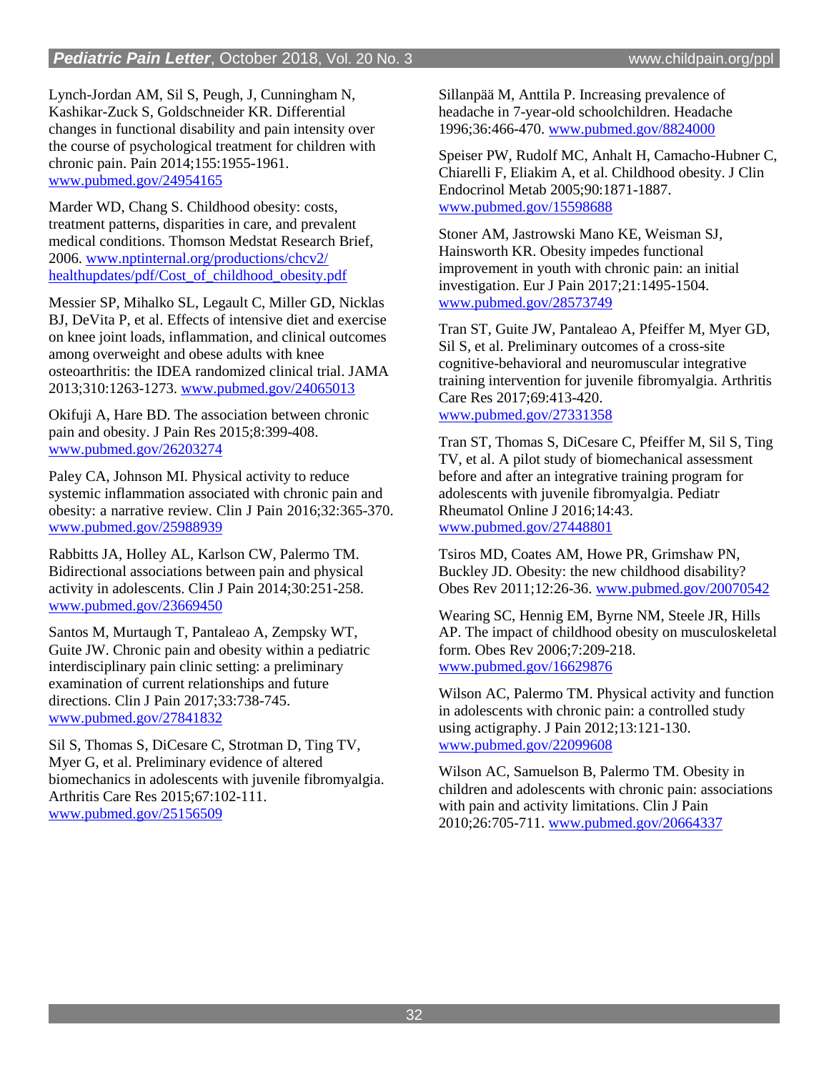Lynch-Jordan AM, Sil S, Peugh, J, Cunningham N, Kashikar-Zuck S, Goldschneider KR. Differential changes in functional disability and pain intensity over the course of psychological treatment for children with chronic pain. Pain 2014;155:1955-1961. www.pubmed.gov/24954165

Marder WD, Chang S. Childhood obesity: costs, treatment patterns, disparities in care, and prevalent medical conditions. Thomson Medstat Research Brief, 2006. www.nptinternal.org/productions/chcv2/healthupdates/pdf/Cost_of_childhood_obesity.pdf

Messier SP, Mihalko SL, Legault C, Miller GD, Nicklas BJ, DeVita P, et al. Effects of intensive diet and exercise on knee joint loads, inflammation, and clinical outcomes among overweight and obese adults with knee osteoarthritis: the IDEA randomized clinical trial. JAMA 2013;310:1263-1273. www.pubmed.gov/24065013

Okifuji A, Hare BD. The association between chronic pain and obesity. J Pain Res 2015;8:399-408. www.pubmed.gov/26203274

Paley CA, Johnson MI. Physical activity to reduce systemic inflammation associated with chronic pain and obesity: a narrative review. Clin J Pain 2016;32:365-370. www.pubmed.gov/25988939

Rabbitts JA, Holley AL, Karlson CW, Palermo TM. Bidirectional associations between pain and physical activity in adolescents. Clin J Pain 2014;30:251-258. www.pubmed.gov/23669450

Santos M, Murtaugh T, Pantaleao A, Zempsky WT, Guite JW. Chronic pain and obesity within a pediatric interdisciplinary pain clinic setting: a preliminary examination of current relationships and future directions. Clin J Pain 2017;33:738-745. www.pubmed.gov/27841832

Sil S, Thomas S, DiCesare C, Strotman D, Ting TV, Myer G, et al. Preliminary evidence of altered biomechanics in adolescents with juvenile fibromyalgia. Arthritis Care Res 2015;67:102-111. www.pubmed.gov/25156509

Sillanpää M, Anttila P. Increasing prevalence of headache in 7-year-old schoolchildren. Headache 1996;36:466-470. www.pubmed.gov/8824000

Speiser PW, Rudolf MC, Anhalt H, Camacho-Hubner C, Chiarelli F, Eliakim A, et al. Childhood obesity. J Clin Endocrinol Metab 2005;90:1871-1887. www.pubmed.gov/15598688

Stoner AM, Jastrowski Mano KE, Weisman SJ, Hainsworth KR. Obesity impedes functional improvement in youth with chronic pain: an initial investigation. Eur J Pain 2017;21:1495-1504. www.pubmed.gov/28573749

Tran ST, Guite JW, Pantaleao A, Pfeiffer M, Myer GD, Sil S, et al. Preliminary outcomes of a cross-site cognitive-behavioral and neuromuscular integrative training intervention for juvenile fibromyalgia. Arthritis Care Res 2017;69:413-420. www.pubmed.gov/27331358

Tran ST, Thomas S, DiCesare C, Pfeiffer M, Sil S, Ting TV, et al. A pilot study of biomechanical assessment before and after an integrative training program for adolescents with juvenile fibromyalgia. Pediatr Rheumatol Online J 2016;14:43. www.pubmed.gov/27448801

Tsiros MD, Coates AM, Howe PR, Grimshaw PN, Buckley JD. Obesity: the new childhood disability? Obes Rev 2011;12:26-36. www.pubmed.gov/20070542

Wearing SC, Hennig EM, Byrne NM, Steele JR, Hills AP. The impact of childhood obesity on musculoskeletal form. Obes Rev 2006;7:209-218. www.pubmed.gov/16629876

Wilson AC, Palermo TM. Physical activity and function in adolescents with chronic pain: a controlled study using actigraphy. J Pain 2012;13:121-130. www.pubmed.gov/22099608

Wilson AC, Samuelson B, Palermo TM. Obesity in children and adolescents with chronic pain: associations with pain and activity limitations. Clin J Pain 2010;26:705-711. www.pubmed.gov/20664337